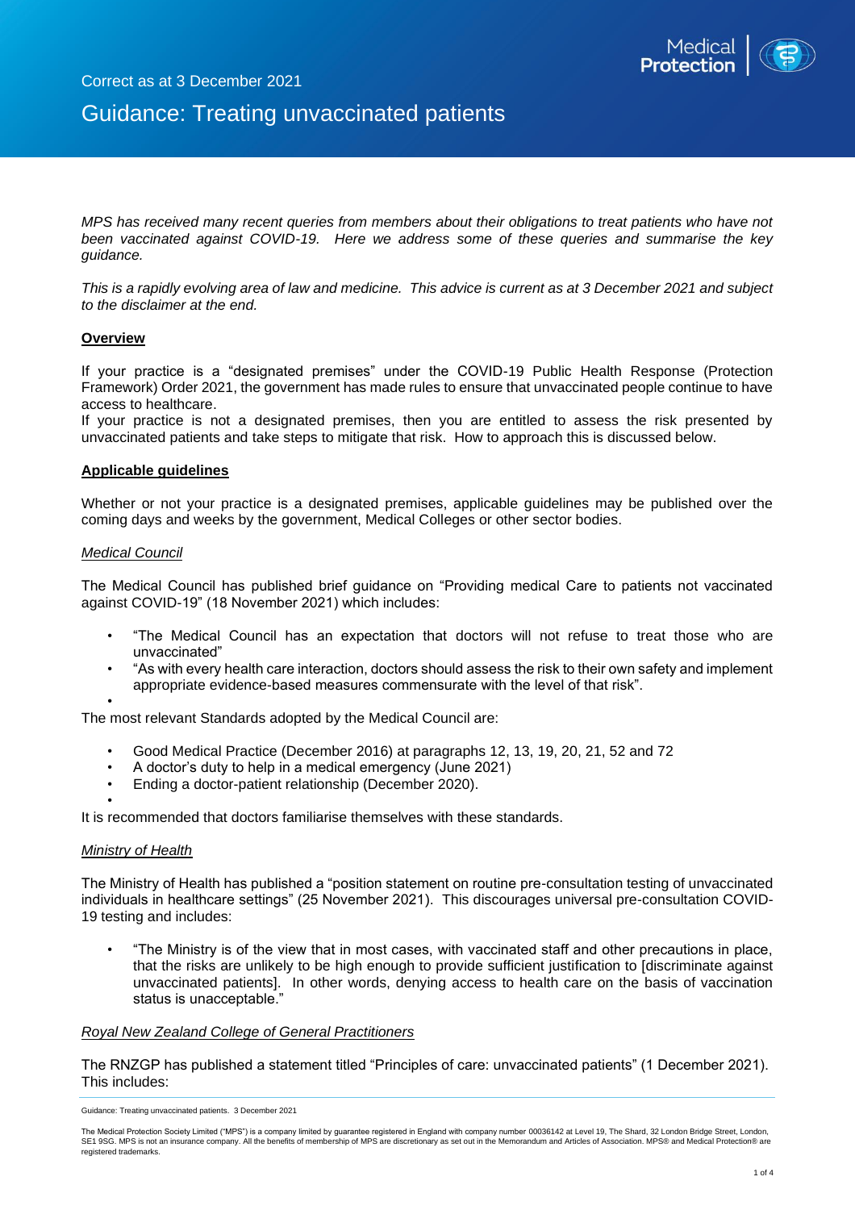Correct as at 3 December 2021

# Guidance: Treating unvaccinated patients

*MPS has received many recent queries from members about their obligations to treat patients who have not been vaccinated against COVID-19. Here we address some of these queries and summarise the key guidance.*

*This is a rapidly evolving area of law and medicine. This advice is current as at 3 December 2021 and subject to the disclaimer at the end.*

## Overview

If your practice is a "designated premises" under the COVID-19 Public Health Response (Protection Framework) Order 2021, the government has made rules to ensure that unvaccinated people continue to have access to healthcare.
If your practice is not a designated premises, then you are entitled to assess the risk presented by unvaccinated patients and take steps to mitigate that risk. How to approach this is discussed below.

## Applicable guidelines

Whether or not your practice is a designated premises, applicable guidelines may be published over the coming days and weeks by the government, Medical Colleges or other sector bodies.

### *Medical Council*

The Medical Council has published brief guidance on "Providing medical Care to patients not vaccinated against COVID-19" (18 November 2021) which includes:

- "The Medical Council has an expectation that doctors will not refuse to treat those who are unvaccinated"
- "As with every health care interaction, doctors should assess the risk to their own safety and implement appropriate evidence-based measures commensurate with the level of that risk".

The most relevant Standards adopted by the Medical Council are:

- Good Medical Practice (December 2016) at paragraphs 12, 13, 19, 20, 21, 52 and 72
- A doctor's duty to help in a medical emergency (June 2021)
- Ending a doctor-patient relationship (December 2020).

It is recommended that doctors familiarise themselves with these standards.

### *Ministry of Health*

The Ministry of Health has published a "position statement on routine pre-consultation testing of unvaccinated individuals in healthcare settings" (25 November 2021). This discourages universal pre-consultation COVID-19 testing and includes:

- "The Ministry is of the view that in most cases, with vaccinated staff and other precautions in place, that the risks are unlikely to be high enough to provide sufficient justification to [discriminate against unvaccinated patients]. In other words, denying access to health care on the basis of vaccination status is unacceptable."

### *Royal New Zealand College of General Practitioners*

The RNZGP has published a statement titled "Principles of care: unvaccinated patients" (1 December 2021). This includes: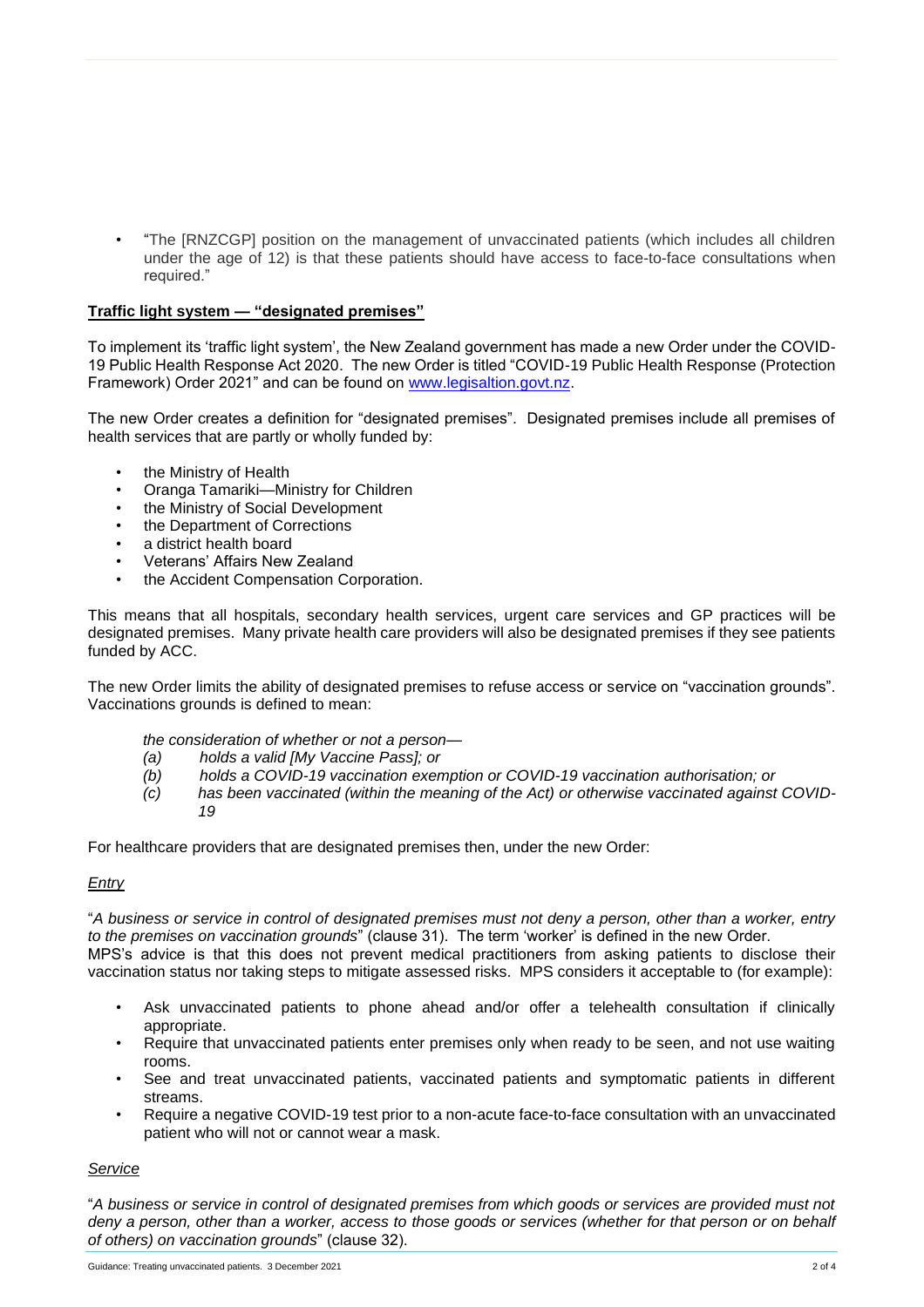- "The [RNZCGP] position on the management of unvaccinated patients (which includes all children under the age of 12) is that these patients should have access to face-to-face consultations when required."

## **Traffic light system — "designated premises"**

To implement its 'traffic light system', the New Zealand government has made a new Order under the COVID-19 Public Health Response Act 2020. The new Order is titled "COVID-19 Public Health Response (Protection Framework) Order 2021" and can be found on [www.legisaltion.govt.nz](www.legisaltion.govt.nz).

The new Order creates a definition for "designated premises". Designated premises include all premises of health services that are partly or wholly funded by:

- the Ministry of Health
- Oranga Tamariki—Ministry for Children
- the Ministry of Social Development
- the Department of Corrections
- a district health board
- Veterans' Affairs New Zealand
- the Accident Compensation Corporation.

This means that all hospitals, secondary health services, urgent care services and GP practices will be designated premises. Many private health care providers will also be designated premises if they see patients funded by ACC.

The new Order limits the ability of designated premises to refuse access or service on "vaccination grounds". Vaccinations grounds is defined to mean:

*the consideration of whether or not a person—*
*(a) holds a valid [My Vaccine Pass]; or*
*(b) holds a COVID-19 vaccination exemption or COVID-19 vaccination authorisation; or*
*(c) has been vaccinated (within the meaning of the Act) or otherwise vaccinated against COVID-19*

For healthcare providers that are designated premises then, under the new Order:

*Entry*

"*A business or service in control of designated premises must not deny a person, other than a worker, entry to the premises on vaccination grounds*" (clause 31). The term 'worker' is defined in the new Order.
MPS's advice is that this does not prevent medical practitioners from asking patients to disclose their vaccination status nor taking steps to mitigate assessed risks. MPS considers it acceptable to (for example):

- Ask unvaccinated patients to phone ahead and/or offer a telehealth consultation if clinically appropriate.
- Require that unvaccinated patients enter premises only when ready to be seen, and not use waiting rooms.
- See and treat unvaccinated patients, vaccinated patients and symptomatic patients in different streams.
- Require a negative COVID-19 test prior to a non-acute face-to-face consultation with an unvaccinated patient who will not or cannot wear a mask.

*Service*

"*A business or service in control of designated premises from which goods or services are provided must not deny a person, other than a worker, access to those goods or services (whether for that person or on behalf of others) on vaccination grounds*" (clause 32).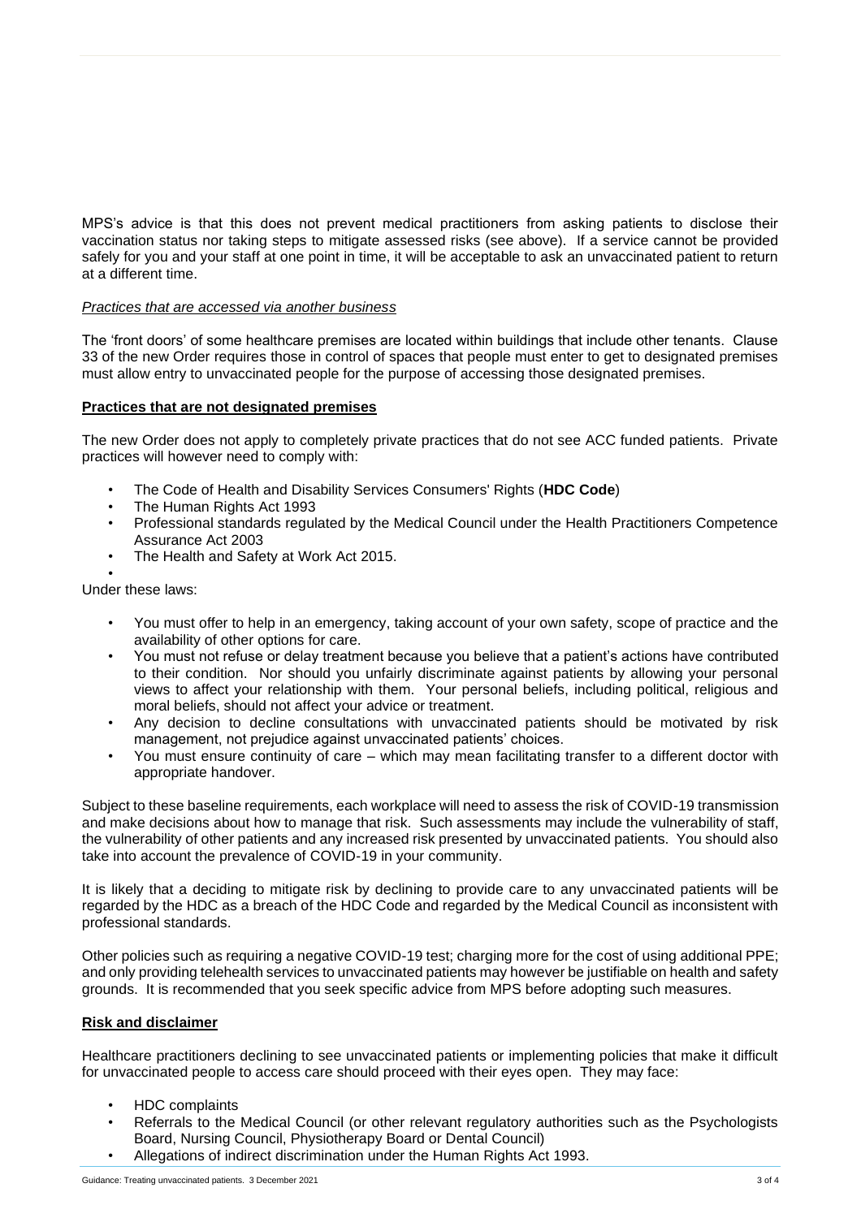MPS's advice is that this does not prevent medical practitioners from asking patients to disclose their vaccination status nor taking steps to mitigate assessed risks (see above). If a service cannot be provided safely for you and your staff at one point in time, it will be acceptable to ask an unvaccinated patient to return at a different time.

*Practices that are accessed via another business*

The 'front doors' of some healthcare premises are located within buildings that include other tenants. Clause 33 of the new Order requires those in control of spaces that people must enter to get to designated premises must allow entry to unvaccinated people for the purpose of accessing those designated premises.

**Practices that are not designated premises**

The new Order does not apply to completely private practices that do not see ACC funded patients. Private practices will however need to comply with:

- The Code of Health and Disability Services Consumers' Rights (**HDC Code**)
- The Human Rights Act 1993
- Professional standards regulated by the Medical Council under the Health Practitioners Competence Assurance Act 2003
- The Health and Safety at Work Act 2015.

Under these laws:

- You must offer to help in an emergency, taking account of your own safety, scope of practice and the availability of other options for care.
- You must not refuse or delay treatment because you believe that a patient's actions have contributed to their condition. Nor should you unfairly discriminate against patients by allowing your personal views to affect your relationship with them. Your personal beliefs, including political, religious and moral beliefs, should not affect your advice or treatment.
- Any decision to decline consultations with unvaccinated patients should be motivated by risk management, not prejudice against unvaccinated patients' choices.
- You must ensure continuity of care – which may mean facilitating transfer to a different doctor with appropriate handover.

Subject to these baseline requirements, each workplace will need to assess the risk of COVID-19 transmission and make decisions about how to manage that risk. Such assessments may include the vulnerability of staff, the vulnerability of other patients and any increased risk presented by unvaccinated patients. You should also take into account the prevalence of COVID-19 in your community.

It is likely that a deciding to mitigate risk by declining to provide care to any unvaccinated patients will be regarded by the HDC as a breach of the HDC Code and regarded by the Medical Council as inconsistent with professional standards.

Other policies such as requiring a negative COVID-19 test; charging more for the cost of using additional PPE; and only providing telehealth services to unvaccinated patients may however be justifiable on health and safety grounds. It is recommended that you seek specific advice from MPS before adopting such measures.

**Risk and disclaimer**

Healthcare practitioners declining to see unvaccinated patients or implementing policies that make it difficult for unvaccinated people to access care should proceed with their eyes open. They may face:

- HDC complaints
- Referrals to the Medical Council (or other relevant regulatory authorities such as the Psychologists Board, Nursing Council, Physiotherapy Board or Dental Council)
- Allegations of indirect discrimination under the Human Rights Act 1993.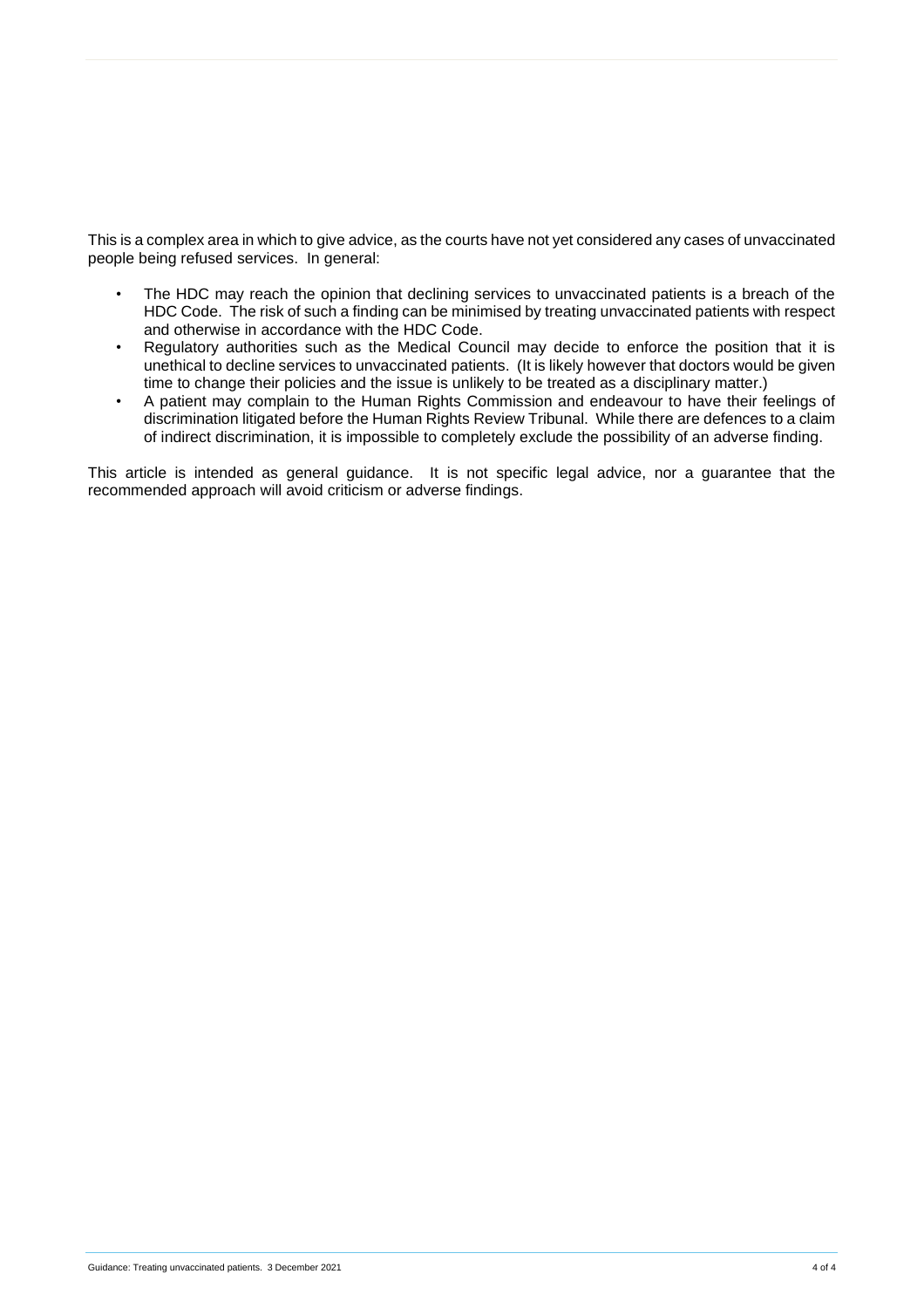This is a complex area in which to give advice, as the courts have not yet considered any cases of unvaccinated people being refused services. In general:

- The HDC may reach the opinion that declining services to unvaccinated patients is a breach of the HDC Code. The risk of such a finding can be minimised by treating unvaccinated patients with respect and otherwise in accordance with the HDC Code.
- Regulatory authorities such as the Medical Council may decide to enforce the position that it is unethical to decline services to unvaccinated patients. (It is likely however that doctors would be given time to change their policies and the issue is unlikely to be treated as a disciplinary matter.)
- A patient may complain to the Human Rights Commission and endeavour to have their feelings of discrimination litigated before the Human Rights Review Tribunal. While there are defences to a claim of indirect discrimination, it is impossible to completely exclude the possibility of an adverse finding.

This article is intended as general guidance. It is not specific legal advice, nor a guarantee that the recommended approach will avoid criticism or adverse findings.